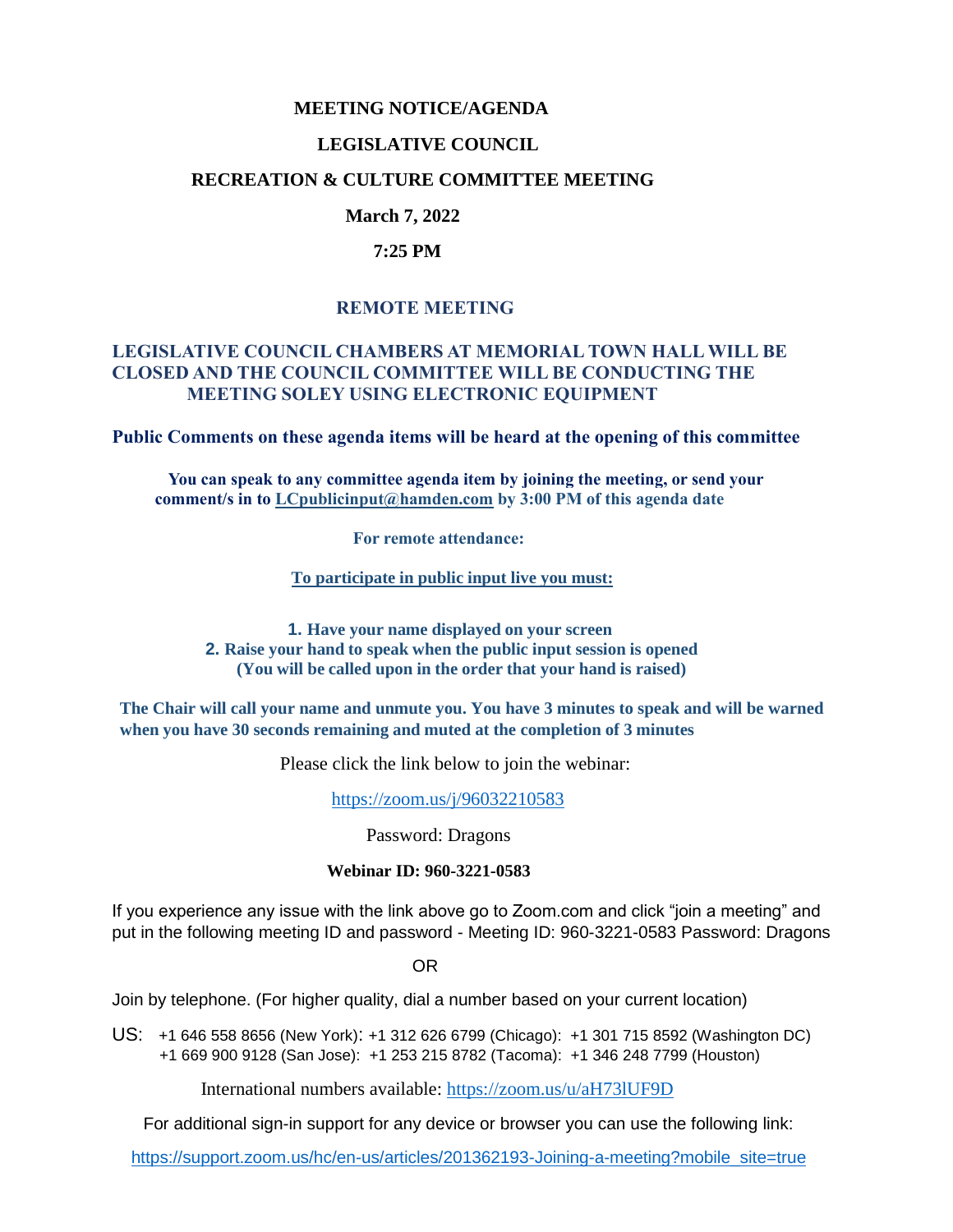# MEETING NOTICE/AGENDA

## LEGISLATIVE COUNCIL

## RECREATION & CULTURE COMMITTEE MEETING

**March 7, 2022**

**7:25 PM**

## REMOTE MEETING

**LEGISLATIVE COUNCIL CHAMBERS AT MEMORIAL TOWN HALL WILL BE CLOSED AND THE COUNCIL COMMITTEE WILL BE CONDUCTING THE MEETING SOLEY USING ELECTRONIC EQUIPMENT**

**Public Comments on these agenda items will be heard at the opening of this committee**

**You can speak to any committee agenda item by joining the meeting, or send your comment/s in to LCpublicinput@hamden.com by 3:00 PM of this agenda date**

**For remote attendance:**

**To participate in public input live you must:**

1. **Have your name displayed on your screen**
2. **Raise your hand to speak when the public input session is opened (You will be called upon in the order that your hand is raised)**

**The Chair will call your name and unmute you. You have 3 minutes to speak and will be warned when you have 30 seconds remaining and muted at the completion of 3 minutes**

Please click the link below to join the webinar:

https://zoom.us/j/96032210583

Password: Dragons

**Webinar ID: 960-3221-0583**

If you experience any issue with the link above go to Zoom.com and click "join a meeting" and put in the following meeting ID and password - Meeting ID: 960-3221-0583 Password: Dragons

OR

Join by telephone. (For higher quality, dial a number based on your current location)

US: +1 646 558 8656 (New York): +1 312 626 6799 (Chicago): +1 301 715 8592 (Washington DC) +1 669 900 9128 (San Jose): +1 253 215 8782 (Tacoma): +1 346 248 7799 (Houston)

International numbers available: https://zoom.us/u/aH73lUF9D

For additional sign-in support for any device or browser you can use the following link:

https://support.zoom.us/hc/en-us/articles/201362193-Joining-a-meeting?mobile_site=true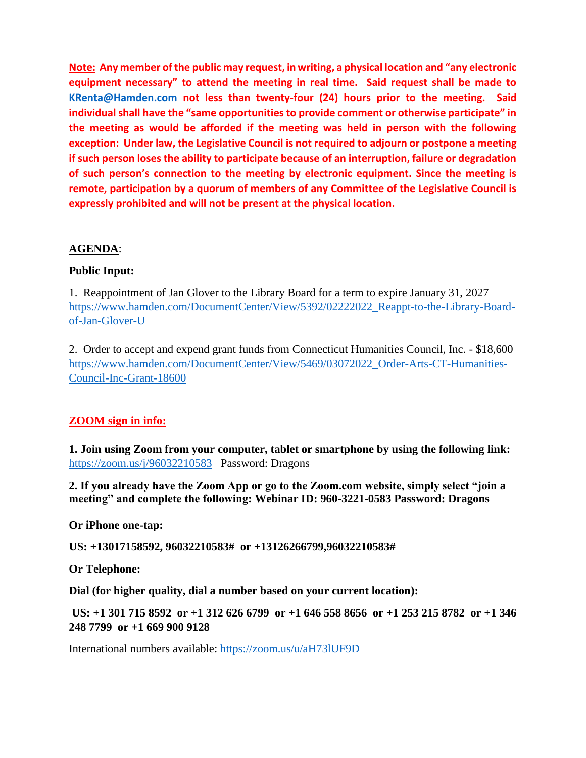**Note: Any member of the public may request, in writing, a physical location and "any electronic equipment necessary" to attend the meeting in real time. Said request shall be made to [KRenta@Hamden.com](mailto:KRenta@Hamden.com) not less than twenty-four (24) hours prior to the meeting. Said individual shall have the "same opportunities to provide comment or otherwise participate" in the meeting as would be afforded if the meeting was held in person with the following exception: Under law, the Legislative Council is not required to adjourn or postpone a meeting if such person loses the ability to participate because of an interruption, failure or degradation of such person's connection to the meeting by electronic equipment. Since the meeting is remote, participation by a quorum of members of any Committee of the Legislative Council is expressly prohibited and will not be present at the physical location.**

**AGENDA**:

**Public Input:**

1. Reappointment of Jan Glover to the Library Board for a term to expire January 31, 2027
https://www.hamden.com/DocumentCenter/View/5392/02222022_Reappt-to-the-Library-Board-of-Jan-Glover-U

2. Order to accept and expend grant funds from Connecticut Humanities Council, Inc. - $18,600
https://www.hamden.com/DocumentCenter/View/5469/03072022_Order-Arts-CT-Humanities-Council-Inc-Grant-18600

**ZOOM sign in info:**

**1. Join using Zoom from your computer, tablet or smartphone by using the following link:** https://zoom.us/j/96032210583 Password: Dragons

**2. If you already have the Zoom App or go to the Zoom.com website, simply select "join a meeting" and complete the following: Webinar ID: 960-3221-0583 Password: Dragons**

**Or iPhone one-tap:**

**US: +13017158592, 96032210583# or +13126266799,96032210583#**

**Or Telephone:**

**Dial (for higher quality, dial a number based on your current location):**

**US: +1 301 715 8592 or +1 312 626 6799 or +1 646 558 8656 or +1 253 215 8782 or +1 346 248 7799 or +1 669 900 9128**

International numbers available: https://zoom.us/u/aH73lUF9D